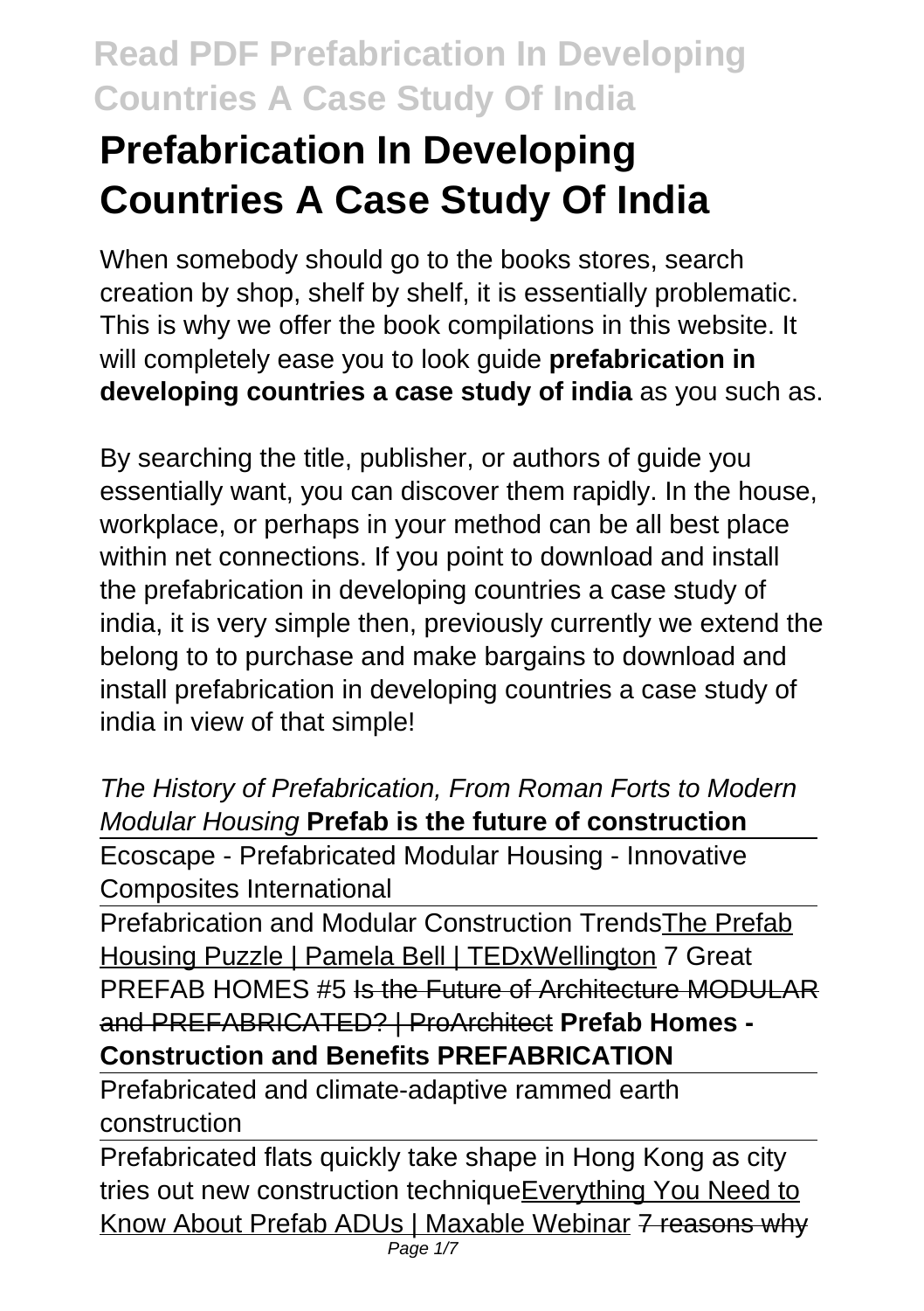# Prefabrication In Developing Countries A Case Study Of India

When somebody should go to the books stores, search creation by shop, shelf by shelf, it is essentially problematic. This is why we offer the book compilations in this website. It will completely ease you to look guide **prefabrication in developing countries a case study of india** as you such as.

By searching the title, publisher, or authors of guide you essentially want, you can discover them rapidly. In the house, workplace, or perhaps in your method can be all best place within net connections. If you point to download and install the prefabrication in developing countries a case study of india, it is very simple then, previously currently we extend the belong to to purchase and make bargains to download and install prefabrication in developing countries a case study of india in view of that simple!

*The History of Prefabrication, From Roman Forts to Modern Modular Housing* **Prefab is the future of construction**

Ecoscape - Prefabricated Modular Housing - Innovative Composites International

Prefabrication and Modular Construction Trends The Prefab Housing Puzzle | Pamela Bell | TEDxWellington 7 Great PREFAB HOMES #5 ~~Is the Future of Architecture MODULAR and PREFABRICATED? | ProArchitect~~ **Prefab Homes - Construction and Benefits PREFABRICATION**

Prefabricated and climate-adaptive rammed earth construction

Prefabricated flats quickly take shape in Hong Kong as city tries out new construction technique Everything You Need to Know About Prefab ADUs | Maxable Webinar ~~7 reasons why~~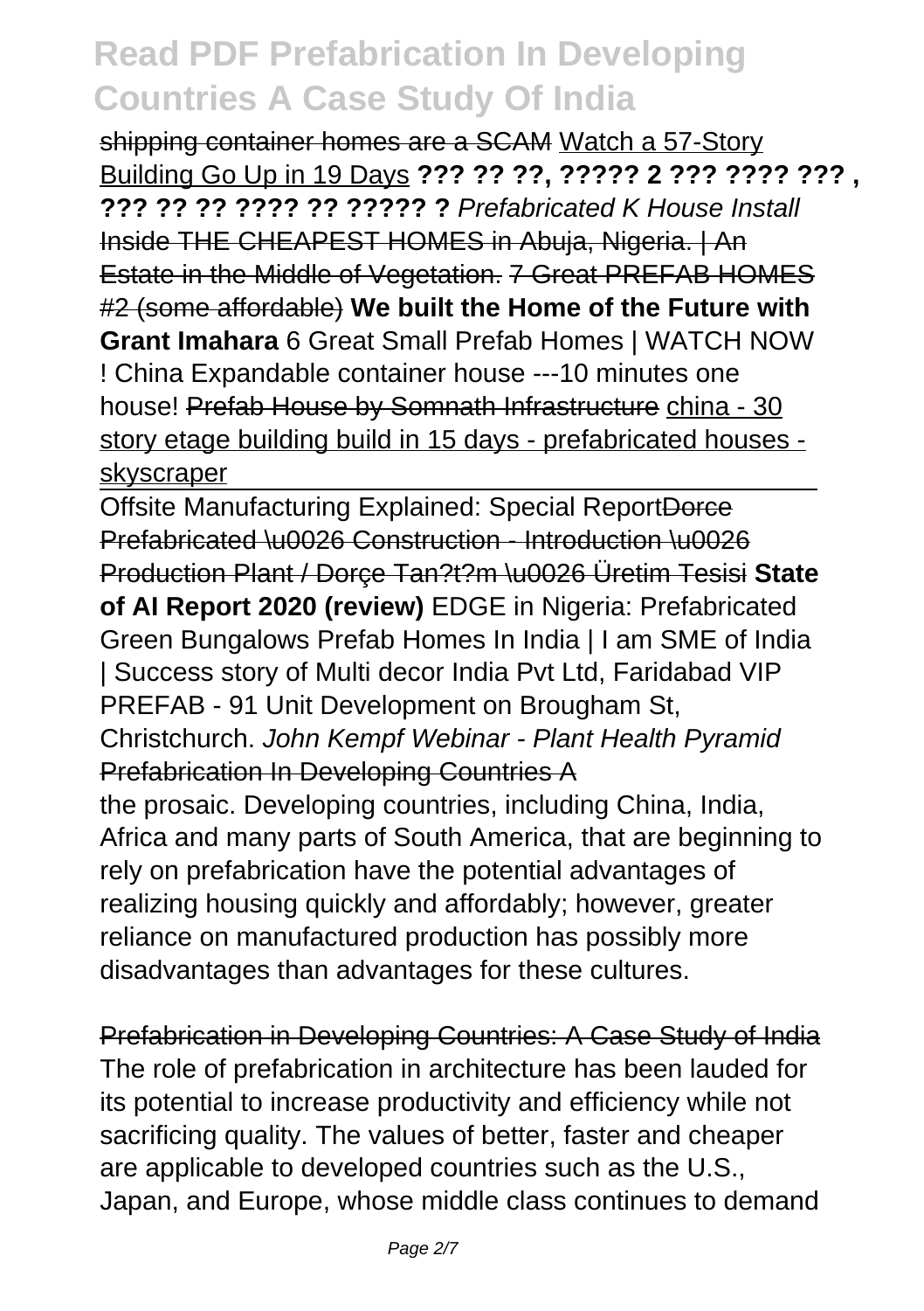shipping container homes are a SCAM Watch a 57-Story Building Go Up in 19 Days **??? ?? ??, ????? 2 ??? ???? ??? , ??? ?? ?? ???? ?? ????? ?** *Prefabricated K House Install* Inside THE CHEAPEST HOMES in Abuja, Nigeria. | An Estate in the Middle of Vegetation. 7 Great PREFAB HOMES #2 (some affordable) **We built the Home of the Future with Grant Imahara** 6 Great Small Prefab Homes | WATCH NOW ! China Expandable container house ---10 minutes one house! Prefab House by Somnath Infrastructure china - 30 story etage building build in 15 days - prefabricated houses - skyscraper

Offsite Manufacturing Explained: Special ReportDorce Prefabricated \u0026 Construction - Introduction \u0026 Production Plant / Dorçe Tan?t?m \u0026 Üretim Tesisi **State of AI Report 2020 (review)** EDGE in Nigeria: Prefabricated Green Bungalows Prefab Homes In India | I am SME of India | Success story of Multi decor India Pvt Ltd, Faridabad VIP PREFAB - 91 Unit Development on Brougham St, Christchurch. *John Kempf Webinar - Plant Health Pyramid* Prefabrication In Developing Countries A

the prosaic. Developing countries, including China, India, Africa and many parts of South America, that are beginning to rely on prefabrication have the potential advantages of realizing housing quickly and affordably; however, greater reliance on manufactured production has possibly more disadvantages than advantages for these cultures.

Prefabrication in Developing Countries: A Case Study of India

The role of prefabrication in architecture has been lauded for its potential to increase productivity and efficiency while not sacrificing quality. The values of better, faster and cheaper are applicable to developed countries such as the U.S., Japan, and Europe, whose middle class continues to demand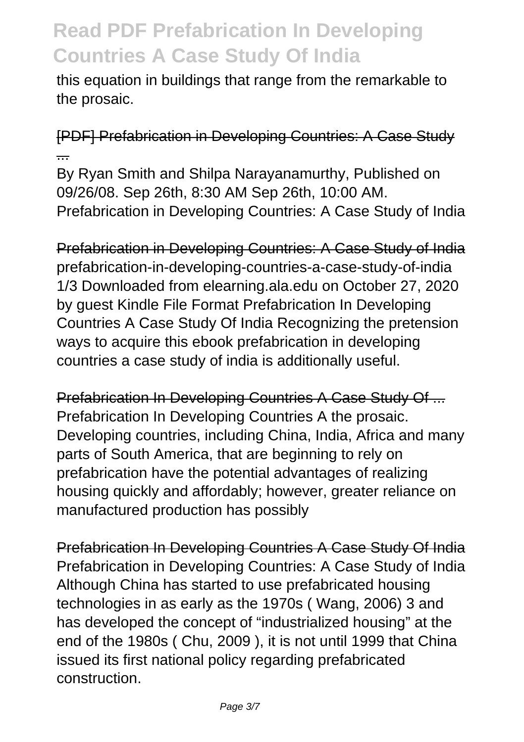this equation in buildings that range from the remarkable to the prosaic.

[PDF] Prefabrication in Developing Countries: A Case Study ...

By Ryan Smith and Shilpa Narayanamurthy, Published on 09/26/08. Sep 26th, 8:30 AM Sep 26th, 10:00 AM. Prefabrication in Developing Countries: A Case Study of India

Prefabrication in Developing Countries: A Case Study of India

prefabrication-in-developing-countries-a-case-study-of-india 1/3 Downloaded from elearning.ala.edu on October 27, 2020 by guest Kindle File Format Prefabrication In Developing Countries A Case Study Of India Recognizing the pretension ways to acquire this ebook prefabrication in developing countries a case study of india is additionally useful.

Prefabrication In Developing Countries A Case Study Of ...

Prefabrication In Developing Countries A the prosaic. Developing countries, including China, India, Africa and many parts of South America, that are beginning to rely on prefabrication have the potential advantages of realizing housing quickly and affordably; however, greater reliance on manufactured production has possibly

Prefabrication In Developing Countries A Case Study Of India

Prefabrication in Developing Countries: A Case Study of India Although China has started to use prefabricated housing technologies in as early as the 1970s ( Wang, 2006) 3 and has developed the concept of "industrialized housing" at the end of the 1980s ( Chu, 2009 ), it is not until 1999 that China issued its first national policy regarding prefabricated construction.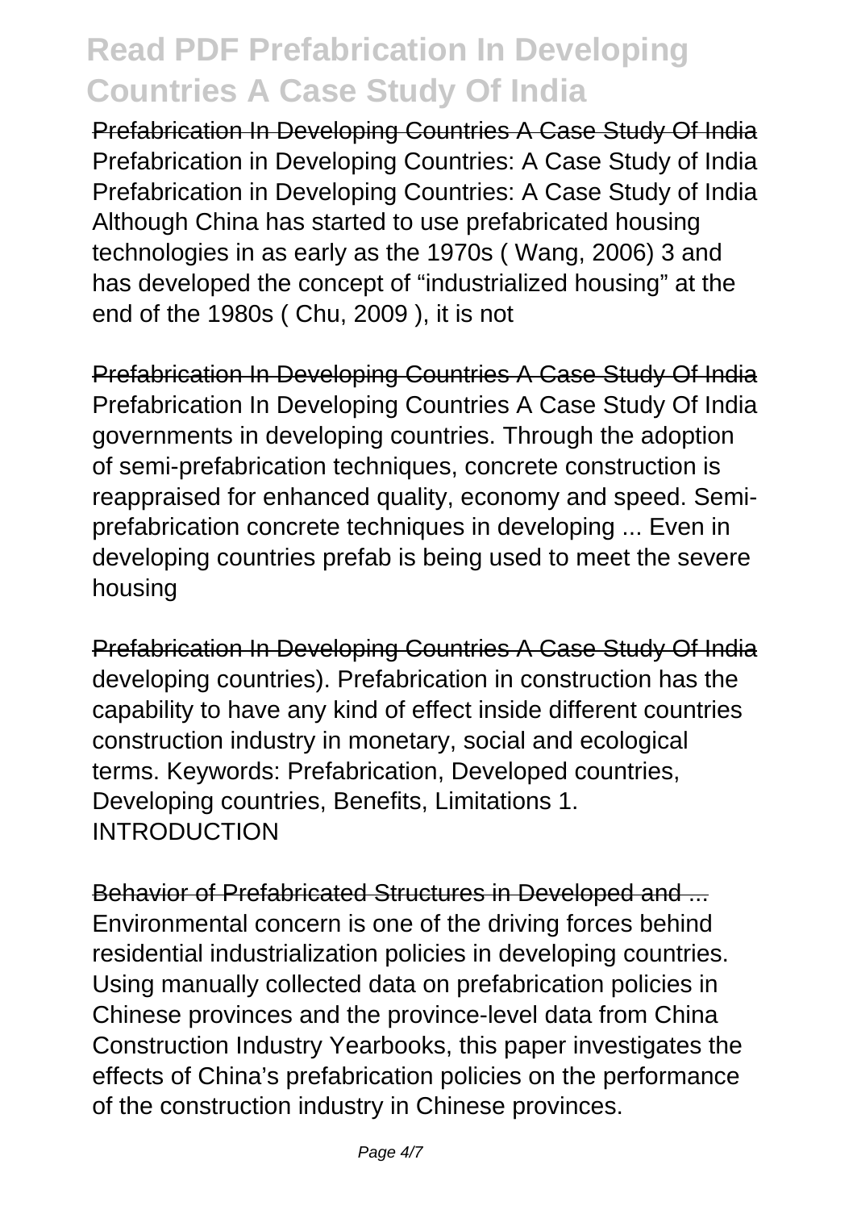Prefabrication In Developing Countries A Case Study Of India
Prefabrication in Developing Countries: A Case Study of India
Prefabrication in Developing Countries: A Case Study of India
Although China has started to use prefabricated housing technologies in as early as the 1970s ( Wang, 2006) 3 and has developed the concept of "industrialized housing" at the end of the 1980s ( Chu, 2009 ), it is not

Prefabrication In Developing Countries A Case Study Of India
Prefabrication In Developing Countries A Case Study Of India governments in developing countries. Through the adoption of semi-prefabrication techniques, concrete construction is reappraised for enhanced quality, economy and speed. Semi-prefabrication concrete techniques in developing ... Even in developing countries prefab is being used to meet the severe housing

Prefabrication In Developing Countries A Case Study Of India
developing countries). Prefabrication in construction has the capability to have any kind of effect inside different countries construction industry in monetary, social and ecological terms. Keywords: Prefabrication, Developed countries, Developing countries, Benefits, Limitations 1. INTRODUCTION

Behavior of Prefabricated Structures in Developed and ...
Environmental concern is one of the driving forces behind residential industrialization policies in developing countries. Using manually collected data on prefabrication policies in Chinese provinces and the province-level data from China Construction Industry Yearbooks, this paper investigates the effects of China's prefabrication policies on the performance of the construction industry in Chinese provinces.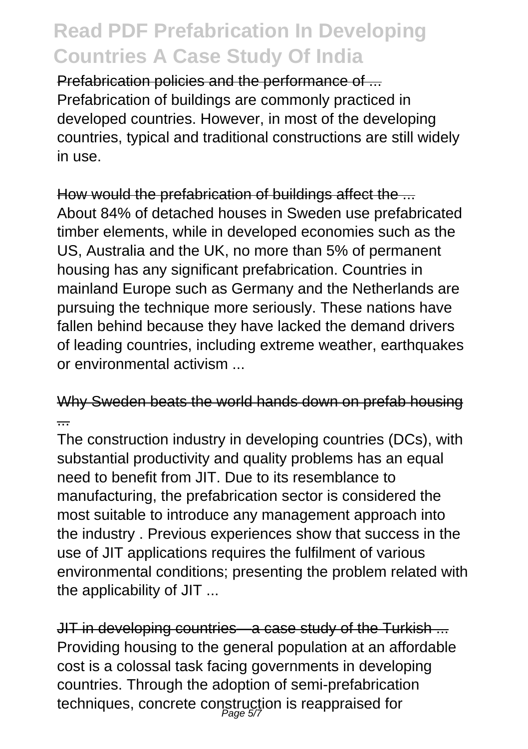Prefabrication policies and the performance of ...

Prefabrication of buildings are commonly practiced in developed countries. However, in most of the developing countries, typical and traditional constructions are still widely in use.

How would the prefabrication of buildings affect the ...

About 84% of detached houses in Sweden use prefabricated timber elements, while in developed economies such as the US, Australia and the UK, no more than 5% of permanent housing has any significant prefabrication. Countries in mainland Europe such as Germany and the Netherlands are pursuing the technique more seriously. These nations have fallen behind because they have lacked the demand drivers of leading countries, including extreme weather, earthquakes or environmental activism ...

Why Sweden beats the world hands down on prefab housing ...

The construction industry in developing countries (DCs), with substantial productivity and quality problems has an equal need to benefit from JIT. Due to its resemblance to manufacturing, the prefabrication sector is considered the most suitable to introduce any management approach into the industry . Previous experiences show that success in the use of JIT applications requires the fulfilment of various environmental conditions; presenting the problem related with the applicability of JIT ...

JIT in developing countries—a case study of the Turkish ...

Providing housing to the general population at an affordable cost is a colossal task facing governments in developing countries. Through the adoption of semi-prefabrication techniques, concrete construction is reappraised for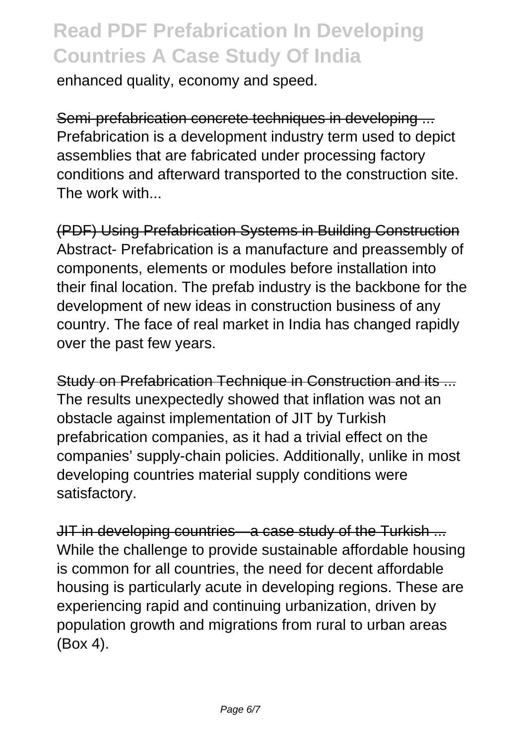enhanced quality, economy and speed.

Semi-prefabrication concrete techniques in developing ...
Prefabrication is a development industry term used to depict assemblies that are fabricated under processing factory conditions and afterward transported to the construction site. The work with...

(PDF) Using Prefabrication Systems in Building Construction
Abstract- Prefabrication is a manufacture and preassembly of components, elements or modules before installation into their final location. The prefab industry is the backbone for the development of new ideas in construction business of any country. The face of real market in India has changed rapidly over the past few years.

Study on Prefabrication Technique in Construction and its ...
The results unexpectedly showed that inflation was not an obstacle against implementation of JIT by Turkish prefabrication companies, as it had a trivial effect on the companies' supply-chain policies. Additionally, unlike in most developing countries material supply conditions were satisfactory.

JIT in developing countries—a case study of the Turkish ...
While the challenge to provide sustainable affordable housing is common for all countries, the need for decent affordable housing is particularly acute in developing regions. These are experiencing rapid and continuing urbanization, driven by population growth and migrations from rural to urban areas (Box 4).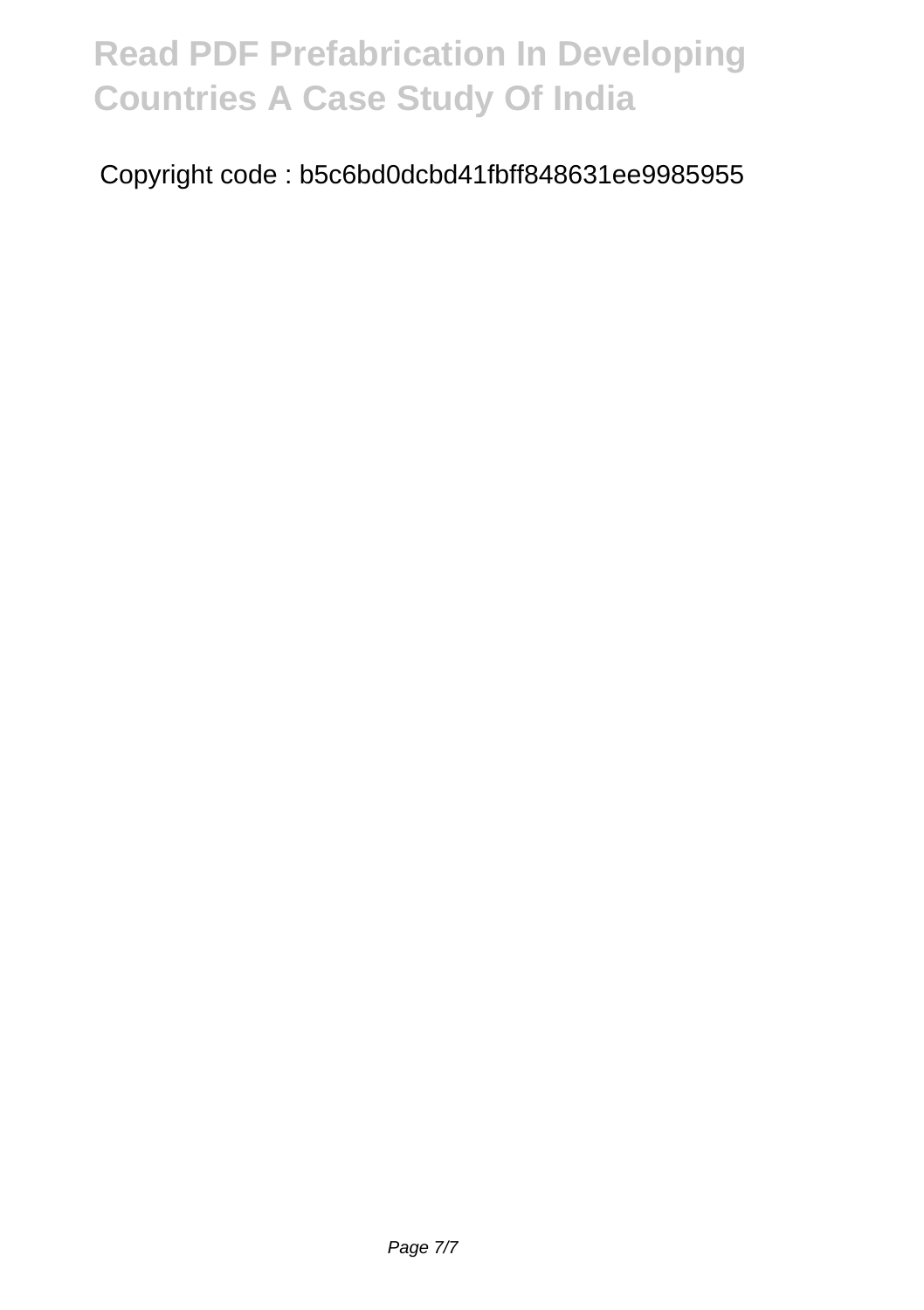Copyright code : b5c6bd0dcbd41fbff848631ee9985955